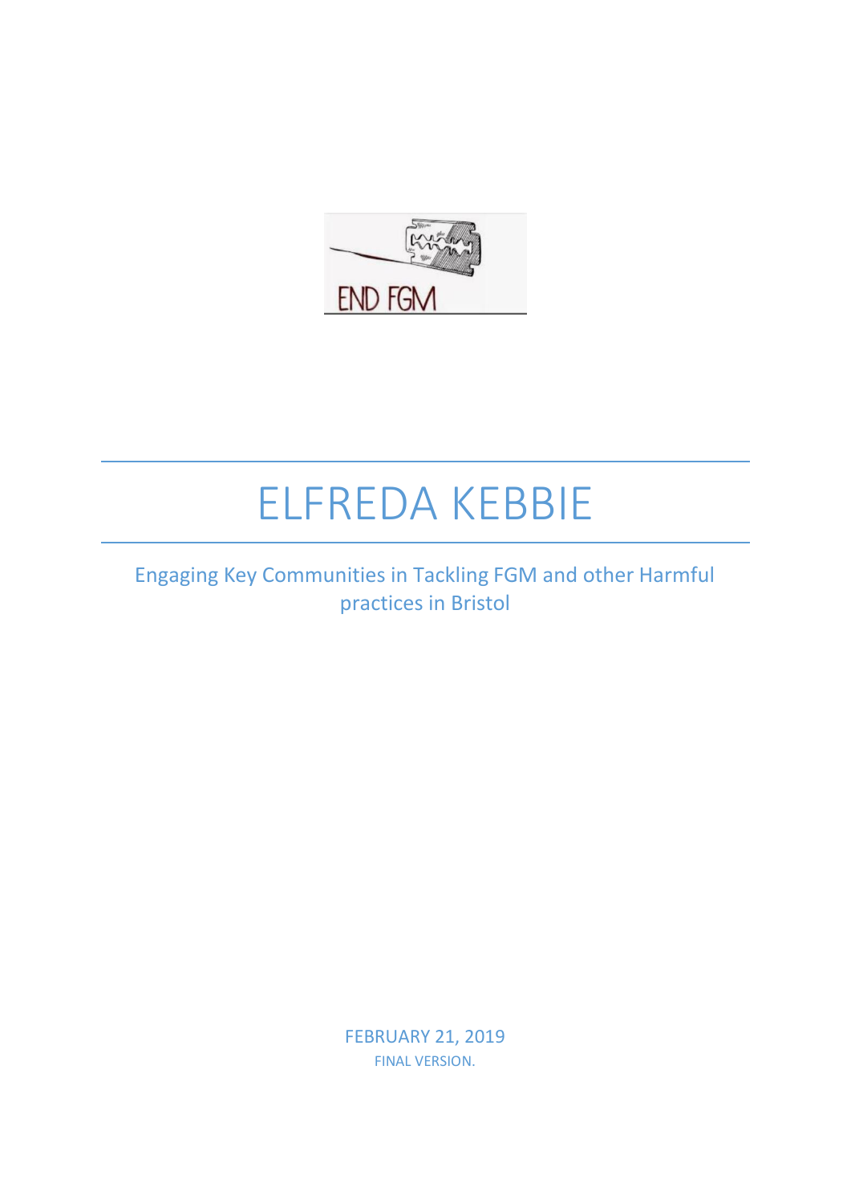END FGM

# ELFREDA KEBBIE

Engaging Key Communities in Tackling FGM and other Harmful practices in Bristol

FEBRUARY 21, 2019

FINAL VERSION.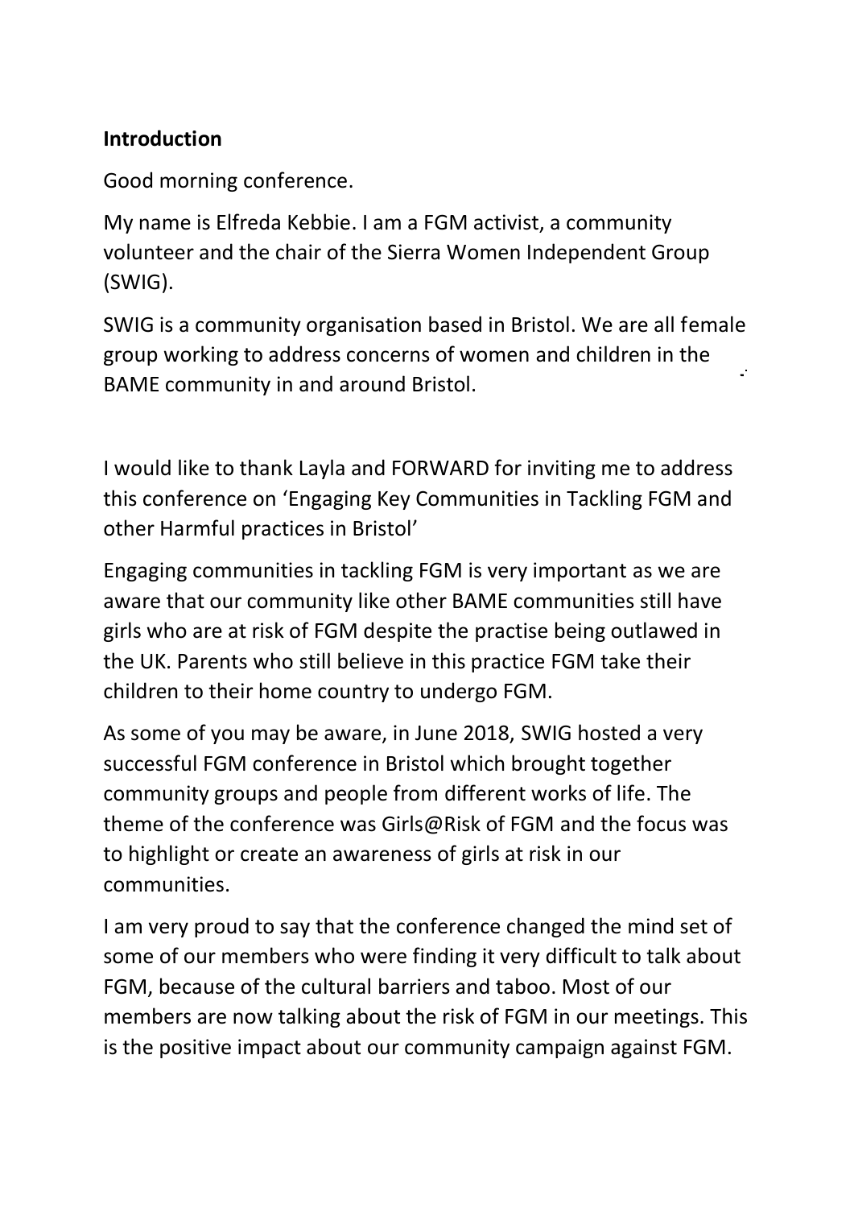**Introduction**

Good morning conference.

My name is Elfreda Kebbie. I am a FGM activist, a community volunteer and the chair of the Sierra Women Independent Group (SWIG).

SWIG is a community organisation based in Bristol. We are all female group working to address concerns of women and children in the BAME community in and around Bristol.

I would like to thank Layla and FORWARD for inviting me to address this conference on 'Engaging Key Communities in Tackling FGM and other Harmful practices in Bristol'

Engaging communities in tackling FGM is very important as we are aware that our community like other BAME communities still have girls who are at risk of FGM despite the practise being outlawed in the UK. Parents who still believe in this practice FGM take their children to their home country to undergo FGM.

As some of you may be aware, in June 2018, SWIG hosted a very successful FGM conference in Bristol which brought together community groups and people from different works of life. The theme of the conference was Girls@Risk of FGM and the focus was to highlight or create an awareness of girls at risk in our communities.

I am very proud to say that the conference changed the mind set of some of our members who were finding it very difficult to talk about FGM, because of the cultural barriers and taboo. Most of our members are now talking about the risk of FGM in our meetings. This is the positive impact about our community campaign against FGM.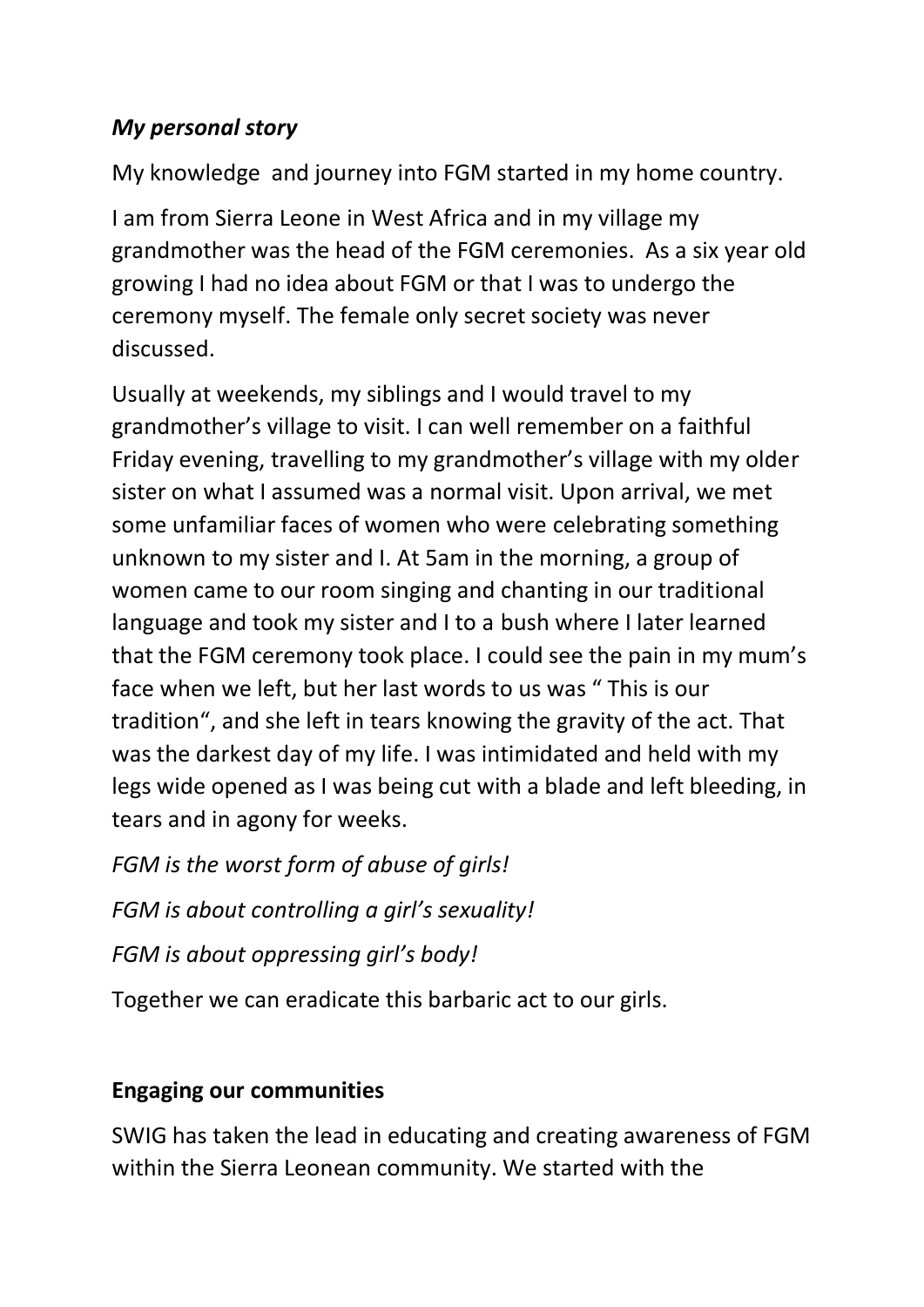***My personal story***

My knowledge  and journey into FGM started in my home country.

I am from Sierra Leone in West Africa and in my village my grandmother was the head of the FGM ceremonies.  As a six year old growing I had no idea about FGM or that I was to undergo the ceremony myself. The female only secret society was never discussed.

Usually at weekends, my siblings and I would travel to my grandmother's village to visit. I can well remember on a faithful Friday evening, travelling to my grandmother's village with my older sister on what I assumed was a normal visit. Upon arrival, we met some unfamiliar faces of women who were celebrating something unknown to my sister and I. At 5am in the morning, a group of women came to our room singing and chanting in our traditional language and took my sister and I to a bush where I later learned that the FGM ceremony took place. I could see the pain in my mum's face when we left, but her last words to us was " This is our tradition", and she left in tears knowing the gravity of the act. That was the darkest day of my life. I was intimidated and held with my legs wide opened as I was being cut with a blade and left bleeding, in tears and in agony for weeks.

*FGM is the worst form of abuse of girls!*

*FGM is about controlling a girl's sexuality!*

*FGM is about oppressing girl's body!*

Together we can eradicate this barbaric act to our girls.

**Engaging our communities**

SWIG has taken the lead in educating and creating awareness of FGM within the Sierra Leonean community. We started with the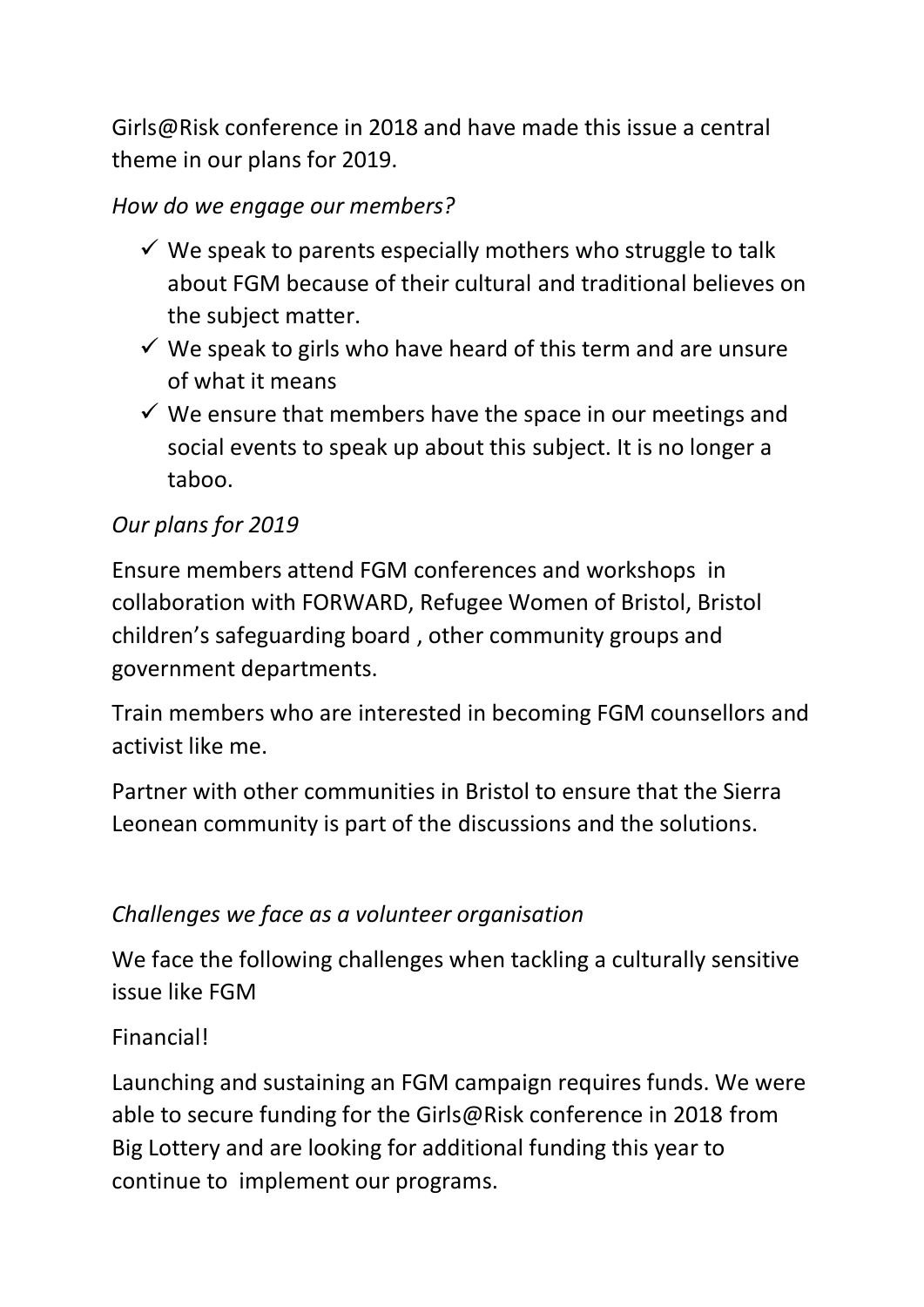Girls@Risk conference in 2018 and have made this issue a central theme in our plans for 2019.

*How do we engage our members?*

- ✓ We speak to parents especially mothers who struggle to talk about FGM because of their cultural and traditional believes on the subject matter.
- ✓ We speak to girls who have heard of this term and are unsure of what it means
- ✓ We ensure that members have the space in our meetings and social events to speak up about this subject. It is no longer a taboo.

*Our plans for 2019*

Ensure members attend FGM conferences and workshops in collaboration with FORWARD, Refugee Women of Bristol, Bristol children's safeguarding board , other community groups and government departments.

Train members who are interested in becoming FGM counsellors and activist like me.

Partner with other communities in Bristol to ensure that the Sierra Leonean community is part of the discussions and the solutions.

*Challenges we face as a volunteer organisation*

We face the following challenges when tackling a culturally sensitive issue like FGM

Financial!

Launching and sustaining an FGM campaign requires funds. We were able to secure funding for the Girls@Risk conference in 2018 from Big Lottery and are looking for additional funding this year to continue to implement our programs.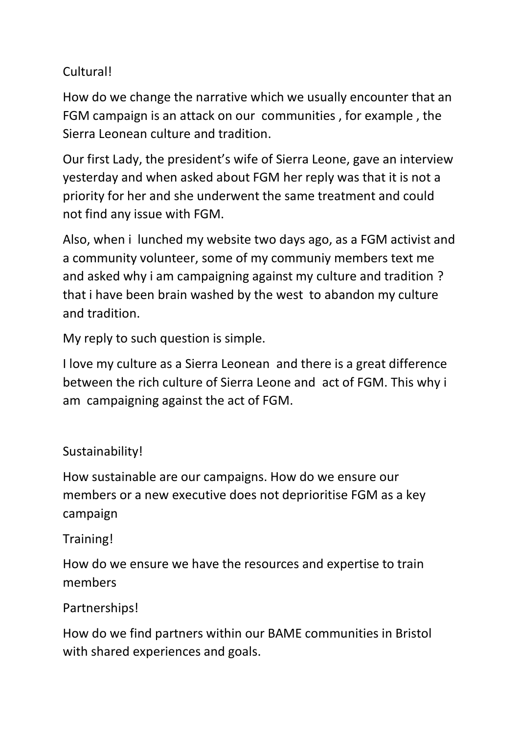Cultural!

How do we change the narrative which we usually encounter that an FGM campaign is an attack on our  communities , for example , the Sierra Leonean culture and tradition.

Our first Lady, the president's wife of Sierra Leone, gave an interview yesterday and when asked about FGM her reply was that it is not a priority for her and she underwent the same treatment and could not find any issue with FGM.

Also, when i  lunched my website two days ago, as a FGM activist and a community volunteer, some of my communiy members text me and asked why i am campaigning against my culture and tradition ? that i have been brain washed by the west  to abandon my culture and tradition.

My reply to such question is simple.

I love my culture as a Sierra Leonean  and there is a great difference between the rich culture of Sierra Leone and  act of FGM. This why i am  campaigning against the act of FGM.

Sustainability!

How sustainable are our campaigns. How do we ensure our members or a new executive does not deprioritise FGM as a key campaign

Training!

How do we ensure we have the resources and expertise to train members

Partnerships!

How do we find partners within our BAME communities in Bristol with shared experiences and goals.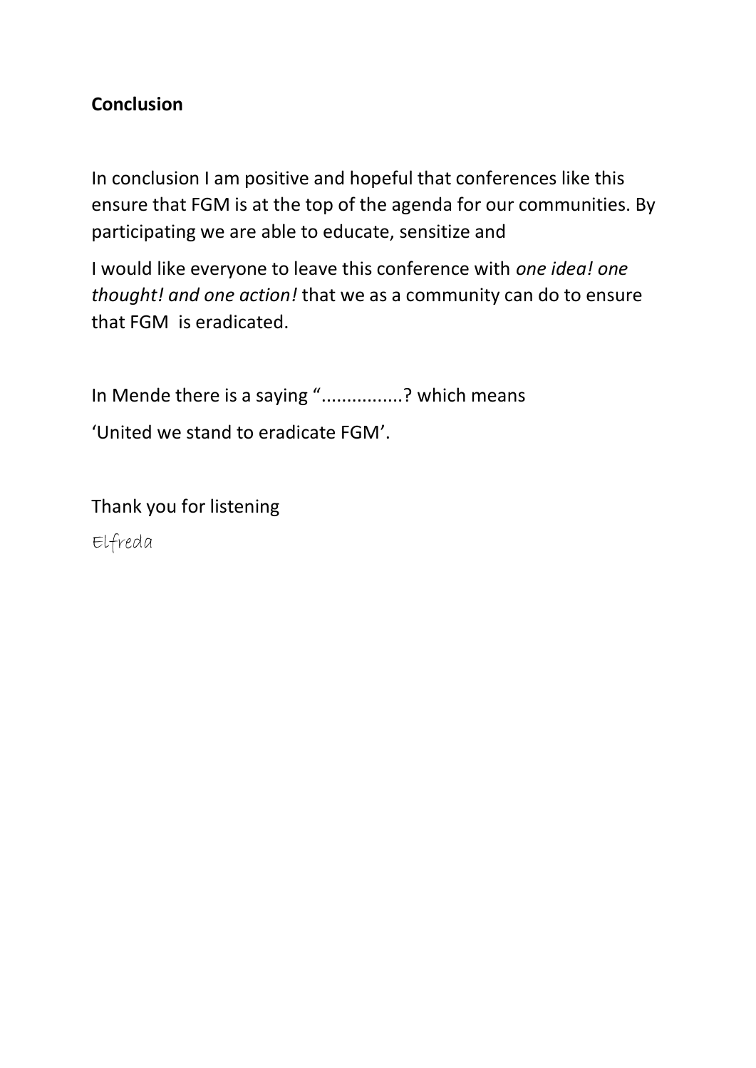**Conclusion**

In conclusion I am positive and hopeful that conferences like this ensure that FGM is at the top of the agenda for our communities. By participating we are able to educate, sensitize and

I would like everyone to leave this conference with *one idea! one thought! and one action!* that we as a community can do to ensure that FGM is eradicated.

In Mende there is a saying "................? which means

'United we stand to eradicate FGM'.

Thank you for listening

Elfreda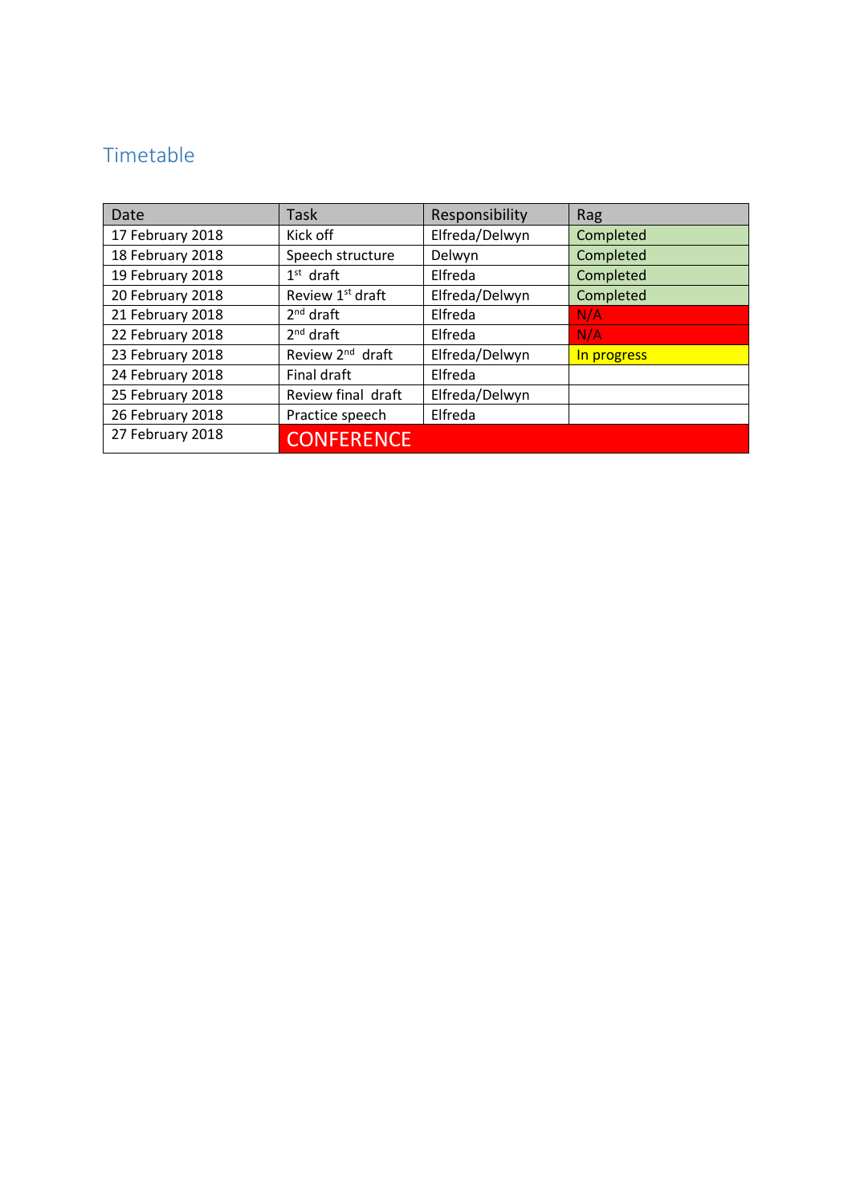## Timetable

| Date | Task | Responsibility | Rag |
|---|---|---|---|
| 17 February 2018 | Kick off | Elfreda/Delwyn | Completed |
| 18 February 2018 | Speech structure | Delwyn | Completed |
| 19 February 2018 | 1st draft | Elfreda | Completed |
| 20 February 2018 | Review 1st draft | Elfreda/Delwyn | Completed |
| 21 February 2018 | 2nd draft | Elfreda | N/A |
| 22 February 2018 | 2nd draft | Elfreda | N/A |
| 23 February 2018 | Review 2nd draft | Elfreda/Delwyn | In progress |
| 24 February 2018 | Final draft | Elfreda | |
| 25 February 2018 | Review final draft | Elfreda/Delwyn | |
| 26 February 2018 | Practice speech | Elfreda | |
| 27 February 2018 | CONFERENCE | | |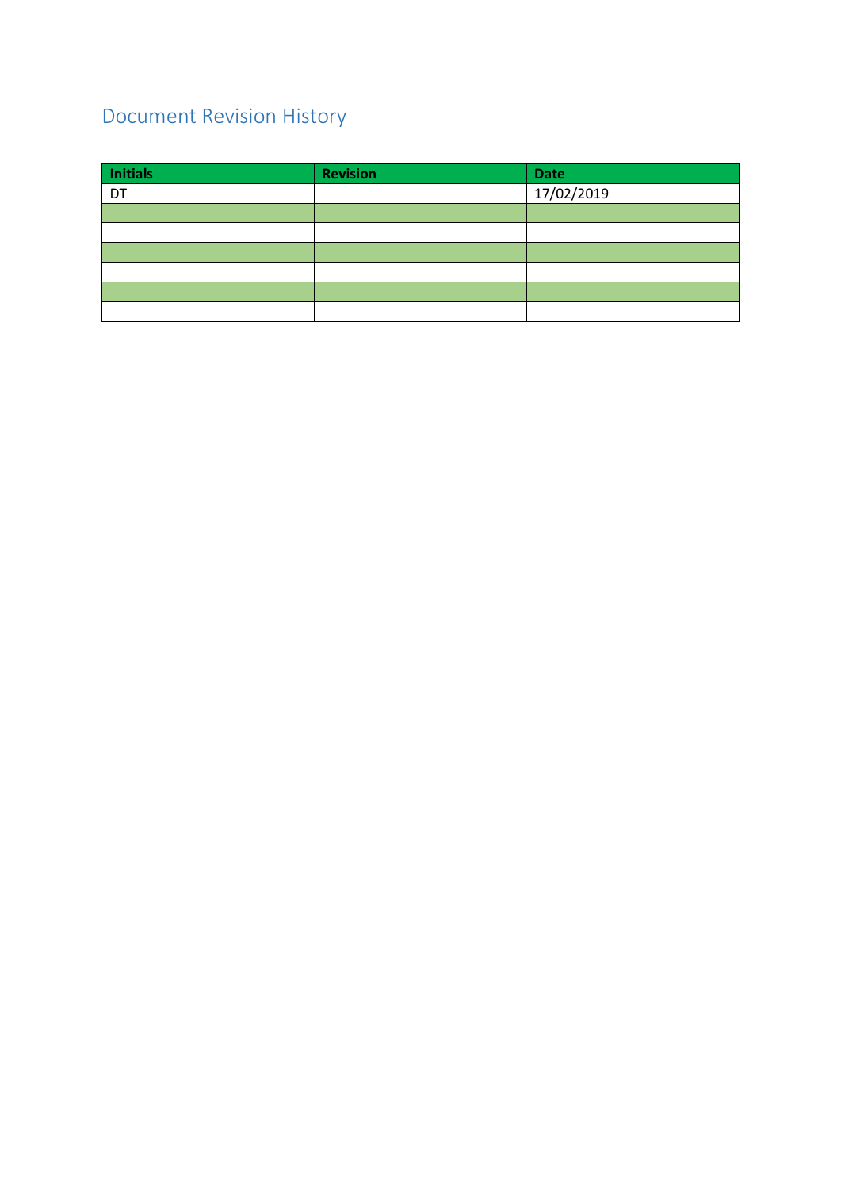## Document Revision History

| Initials | Revision | Date |
|---|---|---|
| DT | | 17/02/2019 |
| | | |
| | | |
| | | |
| | | |
| | | |
| | | |